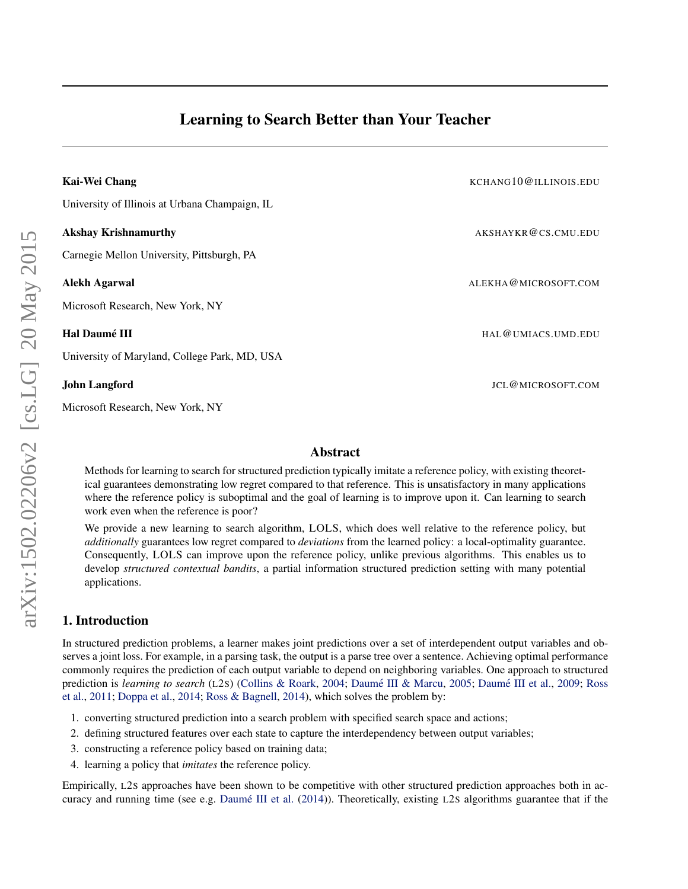# Learning to Search Better than Your Teacher

**Kai-Wei Chang** KCHANG10@ILLINOIS.EDU

University of Illinois at Urbana Champaign, IL

**Akshay Krishnamurthy** AKSHAYKR@CS.CMU.EDU

Carnegie Mellon University, Pittsburgh, PA

**Alekh Agarwal** ALEKHA@MICROSOFT.COM

Microsoft Research, New York, NY

**Hal Daumé III** HAL@UMIACS.UMD.EDU

University of Maryland, College Park, MD, USA

**John Langford** JCL@MICROSOFT.COM

Microsoft Research, New York, NY

## Abstract

Methods for learning to search for structured prediction typically imitate a reference policy, with existing theoretical guarantees demonstrating low regret compared to that reference. This is unsatisfactory in many applications where the reference policy is suboptimal and the goal of learning is to improve upon it. Can learning to search work even when the reference is poor?

We provide a new learning to search algorithm, LOLS, which does well relative to the reference policy, but *additionally* guarantees low regret compared to *deviations* from the learned policy: a local-optimality guarantee. Consequently, LOLS can improve upon the reference policy, unlike previous algorithms. This enables us to develop *structured contextual bandits*, a partial information structured prediction setting with many potential applications.

## 1. Introduction

In structured prediction problems, a learner makes joint predictions over a set of interdependent output variables and observes a joint loss. For example, in a parsing task, the output is a parse tree over a sentence. Achieving optimal performance commonly requires the prediction of each output variable to depend on neighboring variables. One approach to structured prediction is *learning to search* (L2S) (Collins & Roark, 2004; Daumé III & Marcu, 2005; Daumé III et al., 2009; Ross et al., 2011; Doppa et al., 2014; Ross & Bagnell, 2014), which solves the problem by:

1. converting structured prediction into a search problem with specified search space and actions;
2. defining structured features over each state to capture the interdependency between output variables;
3. constructing a reference policy based on training data;
4. learning a policy that *imitates* the reference policy.

Empirically, L2S approaches have been shown to be competitive with other structured prediction approaches both in accuracy and running time (see e.g. Daumé III et al. (2014)). Theoretically, existing L2S algorithms guarantee that if the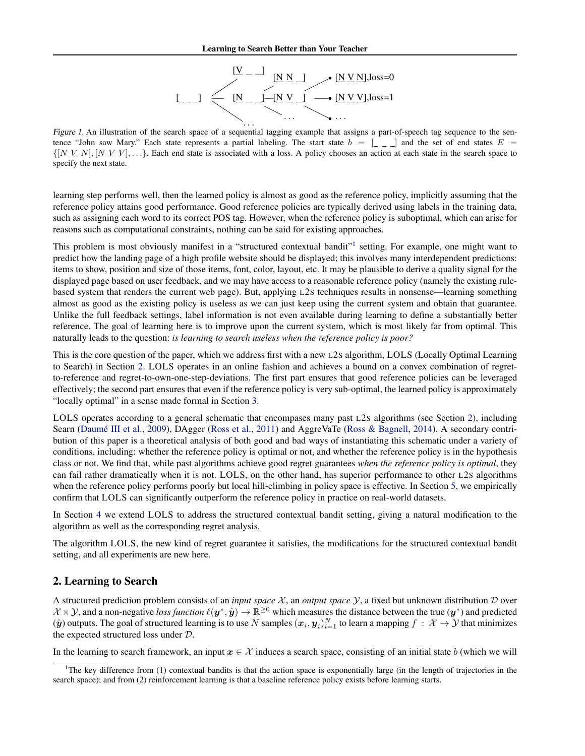Figure 1. An illustration of the search space of a sequential tagging example that assigns a part-of-speech tag sequence to the sentence "John saw Mary." Each state represents a partial labeling. The start state $b = [\_ \_ \_]$ and the set of end states $E = \{[\underline{N}\ \underline{V}\ \underline{N}], [\underline{N}\ \underline{V}\ \underline{V}], \ldots\}$. Each end state is associated with a loss. A policy chooses an action at each state in the search space to specify the next state.

learning step performs well, then the learned policy is almost as good as the reference policy, implicitly assuming that the reference policy attains good performance. Good reference policies are typically derived using labels in the training data, such as assigning each word to its correct POS tag. However, when the reference policy is suboptimal, which can arise for reasons such as computational constraints, nothing can be said for existing approaches.

This problem is most obviously manifest in a "structured contextual bandit"[1] setting. For example, one might want to predict how the landing page of a high profile website should be displayed; this involves many interdependent predictions: items to show, position and size of those items, font, color, layout, etc. It may be plausible to derive a quality signal for the displayed page based on user feedback, and we may have access to a reasonable reference policy (namely the existing rule-based system that renders the current web page). But, applying L2S techniques results in nonsense—learning something almost as good as the existing policy is useless as we can just keep using the current system and obtain that guarantee. Unlike the full feedback settings, label information is not even available during learning to define a substantially better reference. The goal of learning here is to improve upon the current system, which is most likely far from optimal. This naturally leads to the question: *is learning to search useless when the reference policy is poor?*

This is the core question of the paper, which we address first with a new L2S algorithm, LOLS (Locally Optimal Learning to Search) in Section 2. LOLS operates in an online fashion and achieves a bound on a convex combination of regret-to-reference and regret-to-own-one-step-deviations. The first part ensures that good reference policies can be leveraged effectively; the second part ensures that even if the reference policy is very sub-optimal, the learned policy is approximately "locally optimal" in a sense made formal in Section 3.

LOLS operates according to a general schematic that encompases many past L2S algorithms (see Section 2), including Searn (Daumé III et al., 2009), DAgger (Ross et al., 2011) and AggreVaTe (Ross & Bagnell, 2014). A secondary contribution of this paper is a theoretical analysis of both good and bad ways of instantiating this schematic under a variety of conditions, including: whether the reference policy is optimal or not, and whether the reference policy is in the hypothesis class or not. We find that, while past algorithms achieve good regret guarantees *when the reference policy is optimal*, they can fail rather dramatically when it is not. LOLS, on the other hand, has superior performance to other L2S algorithms when the reference policy performs poorly but local hill-climbing in policy space is effective. In Section 5, we empirically confirm that LOLS can significantly outperform the reference policy in practice on real-world datasets.

In Section 4 we extend LOLS to address the structured contextual bandit setting, giving a natural modification to the algorithm as well as the corresponding regret analysis.

The algorithm LOLS, the new kind of regret guarantee it satisfies, the modifications for the structured contextual bandit setting, and all experiments are new here.

## 2. Learning to Search

A structured prediction problem consists of an *input space* $\mathcal{X}$, an *output space* $\mathcal{Y}$, a fixed but unknown distribution $\mathcal{D}$ over $\mathcal{X} \times \mathcal{Y}$, and a non-negative *loss function* $\ell(\boldsymbol{y}^*, \hat{\boldsymbol{y}}) \rightarrow \mathbb{R}^{\geq 0}$ which measures the distance between the true ($\boldsymbol{y}^*$) and predicted ($\hat{\boldsymbol{y}}$) outputs. The goal of structured learning is to use $N$ samples $(\boldsymbol{x}_i, \boldsymbol{y}_i)_{i=1}^N$ to learn a mapping $f : \mathcal{X} \rightarrow \mathcal{Y}$ that minimizes the expected structured loss under $\mathcal{D}$.

In the learning to search framework, an input $\boldsymbol{x} \in \mathcal{X}$ induces a search space, consisting of an initial state $b$ (which we will

[1] The key difference from (1) contextual bandits is that the action space is exponentially large (in the length of trajectories in the search space); and from (2) reinforcement learning is that a baseline reference policy exists before learning starts.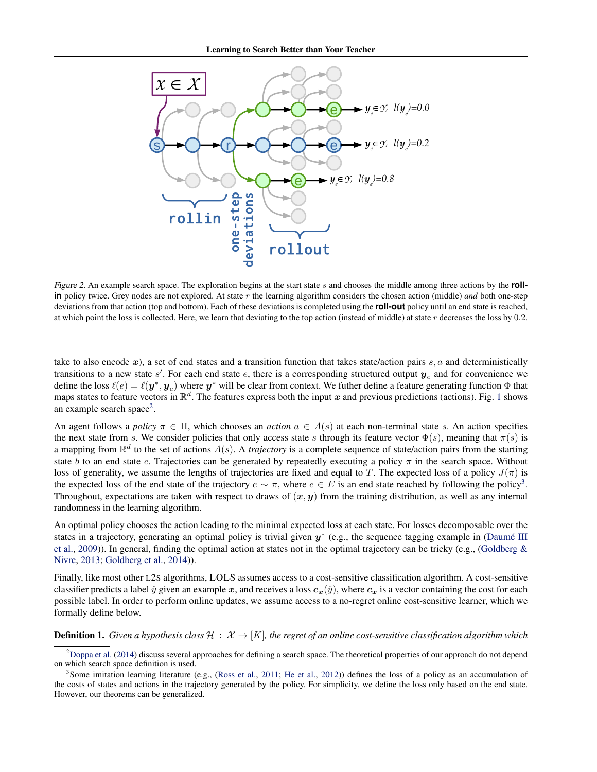*Figure 2.* An example search space. The exploration begins at the start state $s$ and chooses the middle among three actions by the **roll-in** policy twice. Grey nodes are not explored. At state $r$ the learning algorithm considers the chosen action (middle) *and* both one-step deviations from that action (top and bottom). Each of these deviations is completed using the **roll-out** policy until an end state is reached, at which point the loss is collected. Here, we learn that deviating to the top action (instead of middle) at state $r$ decreases the loss by 0.2.

take to also encode $\boldsymbol{x}$), a set of end states and a transition function that takes state/action pairs $s, a$ and deterministically transitions to a new state $s'$. For each end state $e$, there is a corresponding structured output $\boldsymbol{y}_e$ and for convenience we define the loss $\ell(e) = \ell(\boldsymbol{y}^*, \boldsymbol{y}_e)$ where $\boldsymbol{y}^*$ will be clear from context. We futher define a feature generating function $\Phi$ that maps states to feature vectors in $\mathbb{R}^d$. The features express both the input $\boldsymbol{x}$ and previous predictions (actions). Fig. 1 shows an example search space[2].

An agent follows a *policy* $\pi \in \Pi$, which chooses an *action* $a \in A(s)$ at each non-terminal state $s$. An action specifies the next state from $s$. We consider policies that only access state $s$ through its feature vector $\Phi(s)$, meaning that $\pi(s)$ is a mapping from $\mathbb{R}^d$ to the set of actions $A(s)$. A *trajectory* is a complete sequence of state/action pairs from the starting state $b$ to an end state $e$. Trajectories can be generated by repeatedly executing a policy $\pi$ in the search space. Without loss of generality, we assume the lengths of trajectories are fixed and equal to $T$. The expected loss of a policy $J(\pi)$ is the expected loss of the end state of the trajectory $e \sim \pi$, where $e \in E$ is an end state reached by following the policy[3]. Throughout, expectations are taken with respect to draws of $(\boldsymbol{x}, \boldsymbol{y})$ from the training distribution, as well as any internal randomness in the learning algorithm.

An optimal policy chooses the action leading to the minimal expected loss at each state. For losses decomposable over the states in a trajectory, generating an optimal policy is trivial given $\boldsymbol{y}^*$ (e.g., the sequence tagging example in (Daumé III et al., 2009)). In general, finding the optimal action at states not in the optimal trajectory can be tricky (e.g., (Goldberg & Nivre, 2013; Goldberg et al., 2014)).

Finally, like most other L2S algorithms, LOLS assumes access to a cost-sensitive classification algorithm. A cost-sensitive classifier predicts a label $\hat{y}$ given an example $\boldsymbol{x}$, and receives a loss $\boldsymbol{c}_{\boldsymbol{x}}(\hat{y})$, where $\boldsymbol{c}_{\boldsymbol{x}}$ is a vector containing the cost for each possible label. In order to perform online updates, we assume access to a no-regret online cost-sensitive learner, which we formally define below.

**Definition 1.** *Given a hypothesis class $\mathcal{H} : \mathcal{X} \to [K]$, the regret of an online cost-sensitive classification algorithm which*

[2] Doppa et al. (2014) discuss several approaches for defining a search space. The theoretical properties of our approach do not depend on which search space definition is used.

[3] Some imitation learning literature (e.g., (Ross et al., 2011; He et al., 2012)) defines the loss of a policy as an accumulation of the costs of states and actions in the trajectory generated by the policy. For simplicity, we define the loss only based on the end state. However, our theorems can be generalized.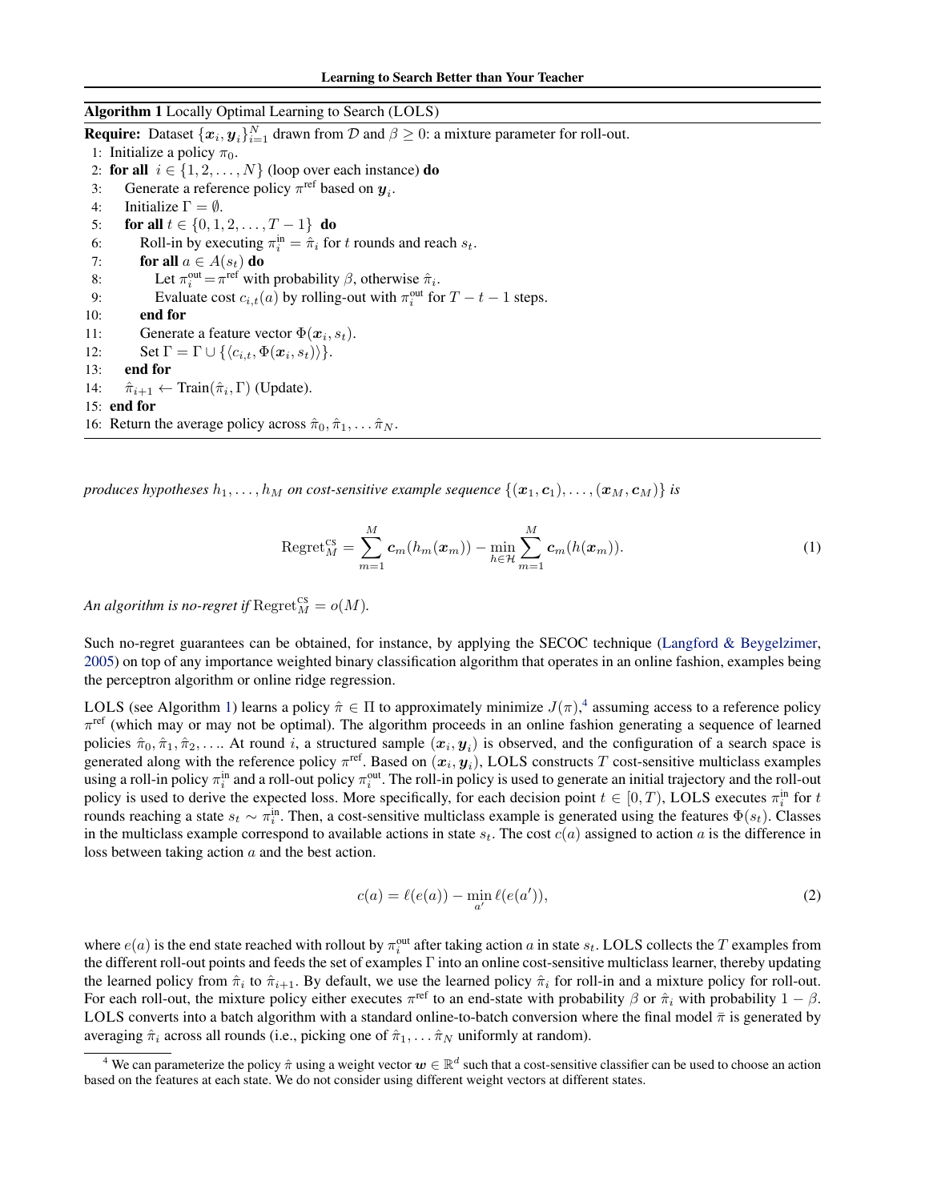**Algorithm 1** Locally Optimal Learning to Search (LOLS)

**Require:** Dataset $\{\boldsymbol{x}_i, \boldsymbol{y}_i\}_{i=1}^N$ drawn from $\mathcal{D}$ and $\beta \geq 0$: a mixture parameter for roll-out.

1: Initialize a policy $\pi_0$.
2: **for all** $i \in \{1, 2, \ldots, N\}$ (loop over each instance) **do**
3: Generate a reference policy $\pi^{\text{ref}}$ based on $\boldsymbol{y}_i$.
4: Initialize $\Gamma = \emptyset$.
5: **for all** $t \in \{0, 1, 2, \ldots, T-1\}$ **do**
6: Roll-in by executing $\pi_i^{\text{in}} = \hat{\pi}_i$ for $t$ rounds and reach $s_t$.
7: **for all** $a \in A(s_t)$ **do**
8: Let $\pi_i^{\text{out}} = \pi^{\text{ref}}$ with probability $\beta$, otherwise $\hat{\pi}_i$.
9: Evaluate cost $c_{i,t}(a)$ by rolling-out with $\pi_i^{\text{out}}$ for $T - t - 1$ steps.
10: **end for**
11: Generate a feature vector $\Phi(\boldsymbol{x}_i, s_t)$.
12: Set $\Gamma = \Gamma \cup \{\langle c_{i,t}, \Phi(\boldsymbol{x}_i, s_t)\rangle\}$.
13: **end for**
14: $\hat{\pi}_{i+1} \leftarrow \text{Train}(\hat{\pi}_i, \Gamma)$ (Update).
15: **end for**
16: Return the average policy across $\hat{\pi}_0, \hat{\pi}_1, \ldots \hat{\pi}_N$.

*produces hypotheses $h_1, \ldots, h_M$ on cost-sensitive example sequence $\{(\boldsymbol{x}_1, \boldsymbol{c}_1), \ldots, (\boldsymbol{x}_M, \boldsymbol{c}_M)\}$ is*

$$\text{Regret}_M^{\text{CS}} = \sum_{m=1}^{M} \boldsymbol{c}_m(h_m(\boldsymbol{x}_m)) - \min_{h \in \mathcal{H}} \sum_{m=1}^{M} \boldsymbol{c}_m(h(\boldsymbol{x}_m)). \tag{1}$$

*An algorithm is no-regret if* $\text{Regret}_M^{\text{CS}} = o(M)$.

Such no-regret guarantees can be obtained, for instance, by applying the SECOC technique (Langford & Beygelzimer, 2005) on top of any importance weighted binary classification algorithm that operates in an online fashion, examples being the perceptron algorithm or online ridge regression.

LOLS (see Algorithm 1) learns a policy $\hat{\pi} \in \Pi$ to approximately minimize $J(\pi)$,[4] assuming access to a reference policy $\pi^{\text{ref}}$ (which may or may not be optimal). The algorithm proceeds in an online fashion generating a sequence of learned policies $\hat{\pi}_0, \hat{\pi}_1, \hat{\pi}_2, \ldots$. At round $i$, a structured sample $(\boldsymbol{x}_i, \boldsymbol{y}_i)$ is observed, and the configuration of a search space is generated along with the reference policy $\pi^{\text{ref}}$. Based on $(\boldsymbol{x}_i, \boldsymbol{y}_i)$, LOLS constructs $T$ cost-sensitive multiclass examples using a roll-in policy $\pi_i^{\text{in}}$ and a roll-out policy $\pi_i^{\text{out}}$. The roll-in policy is used to generate an initial trajectory and the roll-out policy is used to derive the expected loss. More specifically, for each decision point $t \in [0, T)$, LOLS executes $\pi_i^{\text{in}}$ for $t$ rounds reaching a state $s_t \sim \pi_i^{\text{in}}$. Then, a cost-sensitive multiclass example is generated using the features $\Phi(s_t)$. Classes in the multiclass example correspond to available actions in state $s_t$. The cost $c(a)$ assigned to action $a$ is the difference in loss between taking action $a$ and the best action.

$$c(a) = \ell(e(a)) - \min_{a'} \ell(e(a')), \tag{2}$$

where $e(a)$ is the end state reached with rollout by $\pi_i^{\text{out}}$ after taking action $a$ in state $s_t$. LOLS collects the $T$ examples from the different roll-out points and feeds the set of examples $\Gamma$ into an online cost-sensitive multiclass learner, thereby updating the learned policy from $\hat{\pi}_i$ to $\hat{\pi}_{i+1}$. By default, we use the learned policy $\hat{\pi}_i$ for roll-in and a mixture policy for roll-out. For each roll-out, the mixture policy either executes $\pi^{\text{ref}}$ to an end-state with probability $\beta$ or $\hat{\pi}_i$ with probability $1 - \beta$. LOLS converts into a batch algorithm with a standard online-to-batch conversion where the final model $\bar{\pi}$ is generated by averaging $\hat{\pi}_i$ across all rounds (i.e., picking one of $\hat{\pi}_1, \ldots \hat{\pi}_N$ uniformly at random).

[4] We can parameterize the policy $\hat{\pi}$ using a weight vector $\boldsymbol{w} \in \mathbb{R}^d$ such that a cost-sensitive classifier can be used to choose an action based on the features at each state. We do not consider using different weight vectors at different states.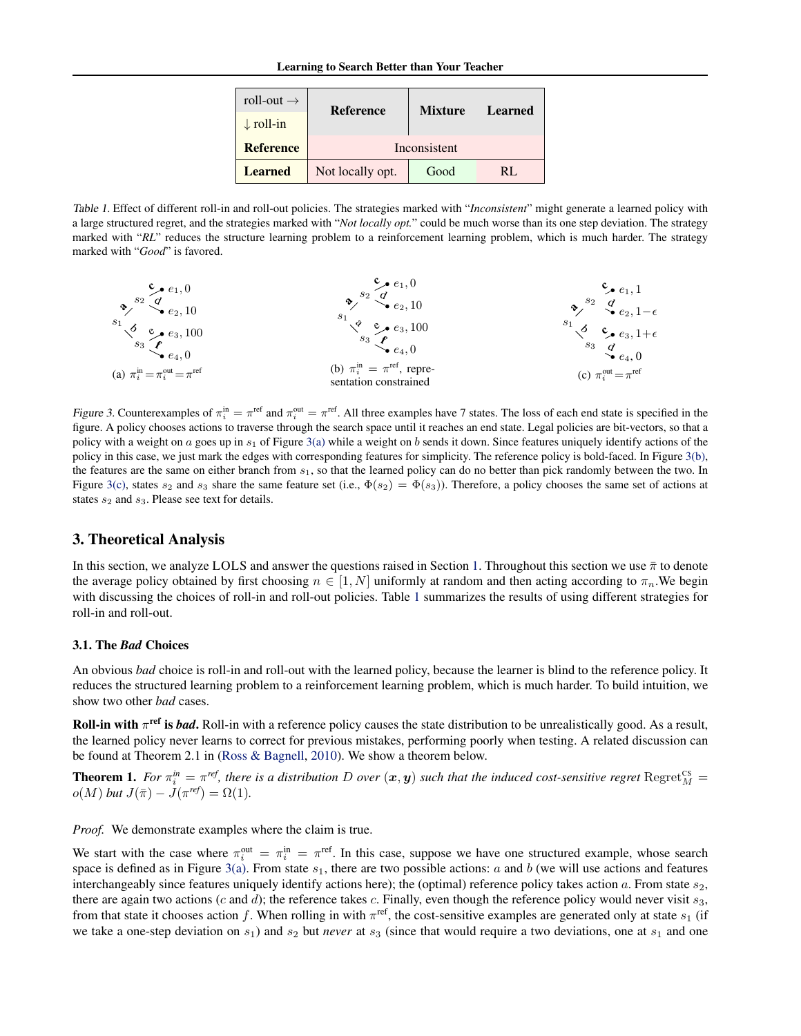| roll-out → / ↓ roll-in | Reference | Mixture | Learned |
|---|---|---|---|
| **Reference** | Inconsistent | | |
| **Learned** | Not locally opt. | Good | RL |

*Table 1.* Effect of different roll-in and roll-out policies. The strategies marked with "*Inconsistent*" might generate a learned policy with a large structured regret, and the strategies marked with "*Not locally opt.*" could be much worse than its one step deviation. The strategy marked with "*RL*" reduces the structure learning problem to a reinforcement learning problem, which is much harder. The strategy marked with "*Good*" is favored.

(a) $\pi_i^{\text{in}} = \pi_i^{\text{out}} = \pi^{\text{ref}}$

(b) $\pi_i^{\text{in}} = \pi^{\text{ref}}$, representation constrained

(c) $\pi_i^{\text{out}} = \pi^{\text{ref}}$

*Figure 3.* Counterexamples of $\pi_i^{\text{in}} = \pi^{\text{ref}}$ and $\pi_i^{\text{out}} = \pi^{\text{ref}}$. All three examples have 7 states. The loss of each end state is specified in the figure. A policy chooses actions to traverse through the search space until it reaches an end state. Legal policies are bit-vectors, so that a policy with a weight on $a$ goes up in $s_1$ of Figure 3(a) while a weight on $b$ sends it down. Since features uniquely identify actions of the policy in this case, we just mark the edges with corresponding features for simplicity. The reference policy is bold-faced. In Figure 3(b), the features are the same on either branch from $s_1$, so that the learned policy can do no better than pick randomly between the two. In Figure 3(c), states $s_2$ and $s_3$ share the same feature set (i.e., $\Phi(s_2) = \Phi(s_3)$). Therefore, a policy chooses the same set of actions at states $s_2$ and $s_3$. Please see text for details.

## 3. Theoretical Analysis

In this section, we analyze LOLS and answer the questions raised in Section 1. Throughout this section we use $\bar{\pi}$ to denote the average policy obtained by first choosing $n \in [1, N]$ uniformly at random and then acting according to $\pi_n$.We begin with discussing the choices of roll-in and roll-out policies. Table 1 summarizes the results of using different strategies for roll-in and roll-out.

### 3.1. The *Bad* Choices

An obvious *bad* choice is roll-in and roll-out with the learned policy, because the learner is blind to the reference policy. It reduces the structured learning problem to a reinforcement learning problem, which is much harder. To build intuition, we show two other *bad* cases.

**Roll-in with $\pi^{\text{ref}}$ is *bad*.** Roll-in with a reference policy causes the state distribution to be unrealistically good. As a result, the learned policy never learns to correct for previous mistakes, performing poorly when testing. A related discussion can be found at Theorem 2.1 in (Ross & Bagnell, 2010). We show a theorem below.

**Theorem 1.** *For $\pi_i^{in} = \pi^{ref}$, there is a distribution $D$ over $(\boldsymbol{x}, \boldsymbol{y})$ such that the induced cost-sensitive regret $\text{Regret}_M^{\text{CS}} = o(M)$ but $J(\bar{\pi}) - J(\pi^{ref}) = \Omega(1)$.*

*Proof.* We demonstrate examples where the claim is true.

We start with the case where $\pi_i^{\text{out}} = \pi_i^{\text{in}} = \pi^{\text{ref}}$. In this case, suppose we have one structured example, whose search space is defined as in Figure 3(a). From state $s_1$, there are two possible actions: $a$ and $b$ (we will use actions and features interchangeably since features uniquely identify actions here); the (optimal) reference policy takes action $a$. From state $s_2$, there are again two actions ($c$ and $d$); the reference takes $c$. Finally, even though the reference policy would never visit $s_3$, from that state it chooses action $f$. When rolling in with $\pi^{\text{ref}}$, the cost-sensitive examples are generated only at state $s_1$ (if we take a one-step deviation on $s_1$) and $s_2$ but *never* at $s_3$ (since that would require a two deviations, one at $s_1$ and one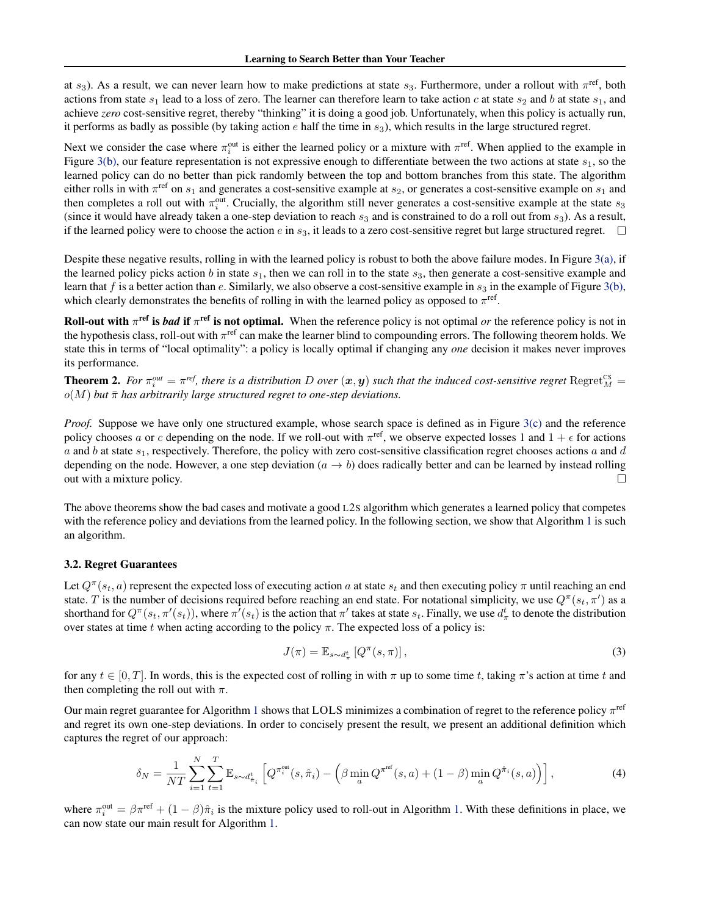at $s_3$). As a result, we can never learn how to make predictions at state $s_3$. Furthermore, under a rollout with $\pi^{\text{ref}}$, both actions from state $s_1$ lead to a loss of zero. The learner can therefore learn to take action $c$ at state $s_2$ and $b$ at state $s_1$, and achieve *zero* cost-sensitive regret, thereby "thinking" it is doing a good job. Unfortunately, when this policy is actually run, it performs as badly as possible (by taking action $e$ half the time in $s_3$), which results in the large structured regret.

Next we consider the case where $\pi_i^{\text{out}}$ is either the learned policy or a mixture with $\pi^{\text{ref}}$. When applied to the example in Figure 3(b), our feature representation is not expressive enough to differentiate between the two actions at state $s_1$, so the learned policy can do no better than pick randomly between the top and bottom branches from this state. The algorithm either rolls in with $\pi^{\text{ref}}$ on $s_1$ and generates a cost-sensitive example at $s_2$, or generates a cost-sensitive example on $s_1$ and then completes a roll out with $\pi_i^{\text{out}}$. Crucially, the algorithm still never generates a cost-sensitive example at the state $s_3$ (since it would have already taken a one-step deviation to reach $s_3$ and is constrained to do a roll out from $s_3$). As a result, if the learned policy were to choose the action $e$ in $s_3$, it leads to a zero cost-sensitive regret but large structured regret. □

Despite these negative results, rolling in with the learned policy is robust to both the above failure modes. In Figure 3(a), if the learned policy picks action $b$ in state $s_1$, then we can roll in to the state $s_3$, then generate a cost-sensitive example and learn that $f$ is a better action than $e$. Similarly, we also observe a cost-sensitive example in $s_3$ in the example of Figure 3(b), which clearly demonstrates the benefits of rolling in with the learned policy as opposed to $\pi^{\text{ref}}$.

**Roll-out with $\pi^{\text{ref}}$ is *bad* if $\pi^{\text{ref}}$ is not optimal.** When the reference policy is not optimal *or* the reference policy is not in the hypothesis class, roll-out with $\pi^{\text{ref}}$ can make the learner blind to compounding errors. The following theorem holds. We state this in terms of "local optimality": a policy is locally optimal if changing any *one* decision it makes never improves its performance.

**Theorem 2.** *For $\pi_i^{out} = \pi^{ref}$, there is a distribution $D$ over $(\boldsymbol{x}, \boldsymbol{y})$ such that the induced cost-sensitive regret $\text{Regret}_M^{\text{CS}} = o(M)$ but $\bar{\pi}$ has arbitrarily large structured regret to one-step deviations.*

*Proof.* Suppose we have only one structured example, whose search space is defined as in Figure 3(c) and the reference policy chooses $a$ or $c$ depending on the node. If we roll-out with $\pi^{\text{ref}}$, we observe expected losses 1 and $1+\epsilon$ for actions $a$ and $b$ at state $s_1$, respectively. Therefore, the policy with zero cost-sensitive classification regret chooses actions $a$ and $d$ depending on the node. However, a one step deviation ($a \to b$) does radically better and can be learned by instead rolling out with a mixture policy. □

The above theorems show the bad cases and motivate a good L2S algorithm which generates a learned policy that competes with the reference policy and deviations from the learned policy. In the following section, we show that Algorithm 1 is such an algorithm.

### 3.2. Regret Guarantees

Let $Q^{\pi}(s_t, a)$ represent the expected loss of executing action $a$ at state $s_t$ and then executing policy $\pi$ until reaching an end state. $T$ is the number of decisions required before reaching an end state. For notational simplicity, we use $Q^{\pi}(s_t, \pi')$ as a shorthand for $Q^{\pi}(s_t, \pi'(s_t))$, where $\pi'(s_t)$ is the action that $\pi'$ takes at state $s_t$. Finally, we use $d_\pi^t$ to denote the distribution over states at time $t$ when acting according to the policy $\pi$. The expected loss of a policy is:

$$J(\pi) = \mathbb{E}_{s \sim d_\pi^t}\left[Q^{\pi}(s, \pi)\right], \tag{3}$$

for any $t \in [0, T]$. In words, this is the expected cost of rolling in with $\pi$ up to some time $t$, taking $\pi$'s action at time $t$ and then completing the roll out with $\pi$.

Our main regret guarantee for Algorithm 1 shows that LOLS minimizes a combination of regret to the reference policy $\pi^{\text{ref}}$ and regret its own one-step deviations. In order to concisely present the result, we present an additional definition which captures the regret of our approach:

$$\delta_N = \frac{1}{NT}\sum_{i=1}^{N}\sum_{t=1}^{T}\mathbb{E}_{s\sim d_{\hat{\pi}_i}^t}\left[Q^{\pi_i^{\text{out}}}(s, \hat{\pi}_i) - \left(\beta \min_a Q^{\pi^{\text{ref}}}(s, a) + (1-\beta)\min_a Q^{\hat{\pi}_i}(s, a)\right)\right], \tag{4}$$

where $\pi_i^{\text{out}} = \beta\pi^{\text{ref}} + (1-\beta)\hat{\pi}_i$ is the mixture policy used to roll-out in Algorithm 1. With these definitions in place, we can now state our main result for Algorithm 1.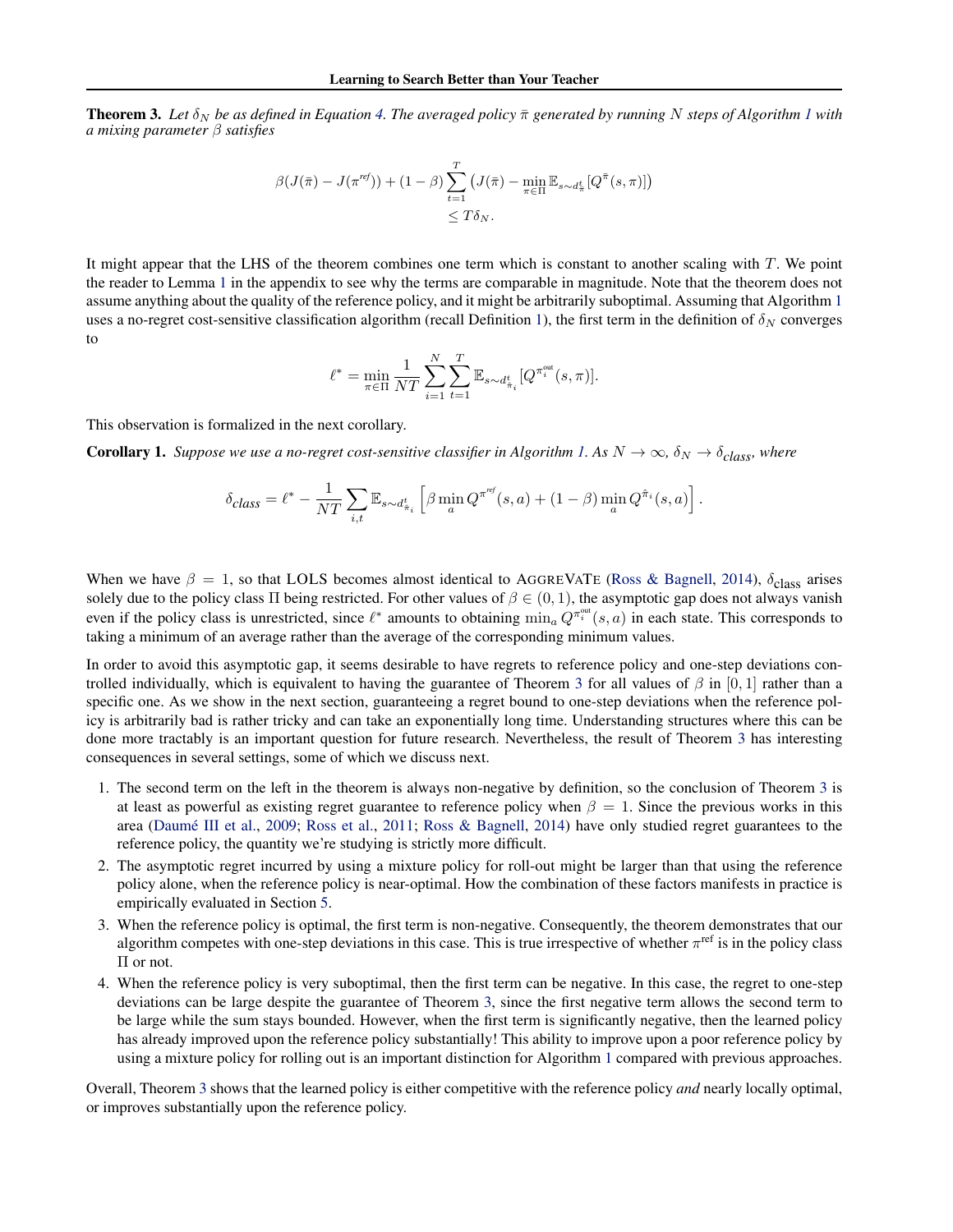**Theorem 3.** *Let $\delta_N$ be as defined in Equation 4. The averaged policy $\bar{\pi}$ generated by running $N$ steps of Algorithm 1 with a mixing parameter $\beta$ satisfies*

$$\beta(J(\bar{\pi}) - J(\pi^{ref})) + (1-\beta)\sum_{t=1}^{T}\left(J(\bar{\pi}) - \min_{\pi \in \Pi} \mathbb{E}_{s \sim d^t_{\bar{\pi}}}[Q^{\bar{\pi}}(s,\pi)]\right) \leq T\delta_N.$$

It might appear that the LHS of the theorem combines one term which is constant to another scaling with $T$. We point the reader to Lemma 1 in the appendix to see why the terms are comparable in magnitude. Note that the theorem does not assume anything about the quality of the reference policy, and it might be arbitrarily suboptimal. Assuming that Algorithm 1 uses a no-regret cost-sensitive classification algorithm (recall Definition 1), the first term in the definition of $\delta_N$ converges to

$$\ell^* = \min_{\pi \in \Pi} \frac{1}{NT} \sum_{i=1}^{N}\sum_{t=1}^{T} \mathbb{E}_{s \sim d^t_{\hat{\pi}_i}}[Q^{\pi_i^{\text{out}}}(s,\pi)].$$

This observation is formalized in the next corollary.

**Corollary 1.** *Suppose we use a no-regret cost-sensitive classifier in Algorithm 1. As $N \to \infty$, $\delta_N \to \delta_{class}$, where*

$$\delta_{class} = \ell^* - \frac{1}{NT}\sum_{i,t} \mathbb{E}_{s \sim d^t_{\hat{\pi}_i}}\left[\beta \min_a Q^{\pi^{ref}}(s,a) + (1-\beta)\min_a Q^{\hat{\pi}_i}(s,a)\right].$$

When we have $\beta = 1$, so that LOLS becomes almost identical to AGGREVATE (Ross & Bagnell, 2014), $\delta_{\text{class}}$ arises solely due to the policy class $\Pi$ being restricted. For other values of $\beta \in (0,1)$, the asymptotic gap does not always vanish even if the policy class is unrestricted, since $\ell^*$ amounts to obtaining $\min_a Q^{\pi_i^{\text{out}}}(s,a)$ in each state. This corresponds to taking a minimum of an average rather than the average of the corresponding minimum values.

In order to avoid this asymptotic gap, it seems desirable to have regrets to reference policy and one-step deviations controlled individually, which is equivalent to having the guarantee of Theorem 3 for all values of $\beta$ in $[0,1]$ rather than a specific one. As we show in the next section, guaranteeing a regret bound to one-step deviations when the reference policy is arbitrarily bad is rather tricky and can take an exponentially long time. Understanding structures where this can be done more tractably is an important question for future research. Nevertheless, the result of Theorem 3 has interesting consequences in several settings, some of which we discuss next.

1. The second term on the left in the theorem is always non-negative by definition, so the conclusion of Theorem 3 is at least as powerful as existing regret guarantee to reference policy when $\beta = 1$. Since the previous works in this area (Daumé III et al., 2009; Ross et al., 2011; Ross & Bagnell, 2014) have only studied regret guarantees to the reference policy, the quantity we're studying is strictly more difficult.
2. The asymptotic regret incurred by using a mixture policy for roll-out might be larger than that using the reference policy alone, when the reference policy is near-optimal. How the combination of these factors manifests in practice is empirically evaluated in Section 5.
3. When the reference policy is optimal, the first term is non-negative. Consequently, the theorem demonstrates that our algorithm competes with one-step deviations in this case. This is true irrespective of whether $\pi^{\text{ref}}$ is in the policy class $\Pi$ or not.
4. When the reference policy is very suboptimal, then the first term can be negative. In this case, the regret to one-step deviations can be large despite the guarantee of Theorem 3, since the first negative term allows the second term to be large while the sum stays bounded. However, when the first term is significantly negative, then the learned policy has already improved upon the reference policy substantially! This ability to improve upon a poor reference policy by using a mixture policy for rolling out is an important distinction for Algorithm 1 compared with previous approaches.

Overall, Theorem 3 shows that the learned policy is either competitive with the reference policy *and* nearly locally optimal, or improves substantially upon the reference policy.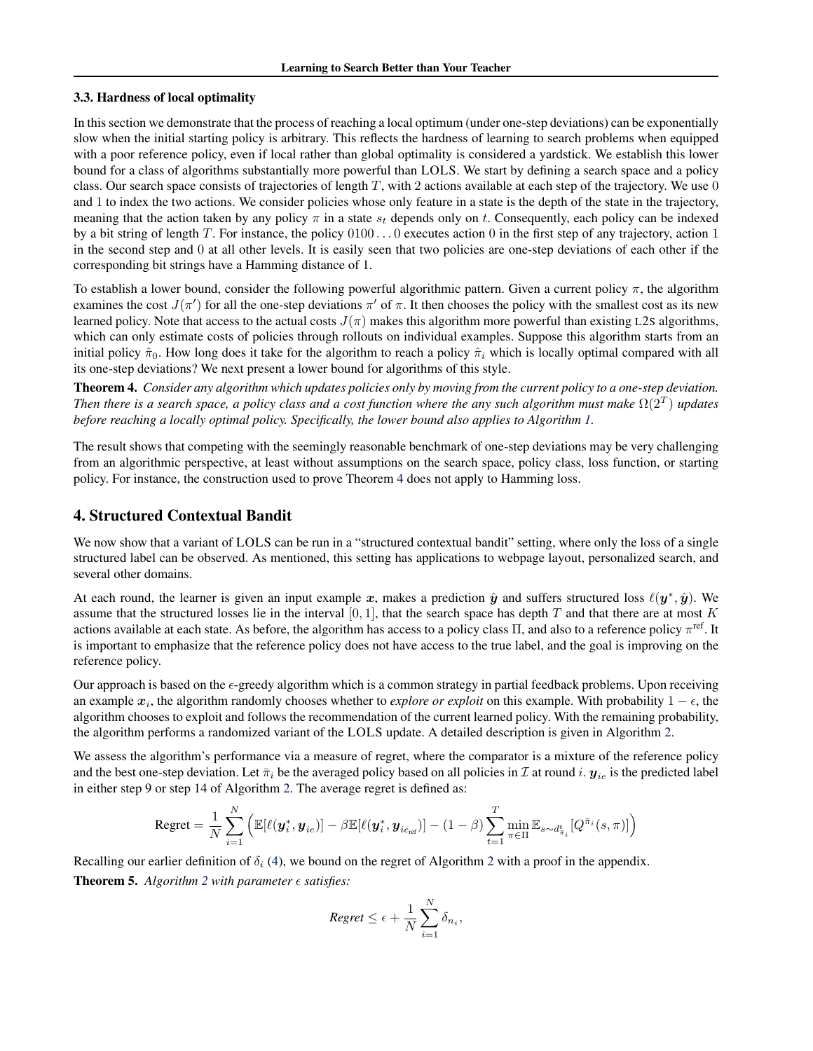### 3.3. Hardness of local optimality

In this section we demonstrate that the process of reaching a local optimum (under one-step deviations) can be exponentially slow when the initial starting policy is arbitrary. This reflects the hardness of learning to search problems when equipped with a poor reference policy, even if local rather than global optimality is considered a yardstick. We establish this lower bound for a class of algorithms substantially more powerful than LOLS. We start by defining a search space and a policy class. Our search space consists of trajectories of length $T$, with 2 actions available at each step of the trajectory. We use 0 and 1 to index the two actions. We consider policies whose only feature in a state is the depth of the state in the trajectory, meaning that the action taken by any policy $\pi$ in a state $s_t$ depends only on $t$. Consequently, each policy can be indexed by a bit string of length $T$. For instance, the policy $0100\ldots0$ executes action 0 in the first step of any trajectory, action 1 in the second step and 0 at all other levels. It is easily seen that two policies are one-step deviations of each other if the corresponding bit strings have a Hamming distance of 1.

To establish a lower bound, consider the following powerful algorithmic pattern. Given a current policy $\pi$, the algorithm examines the cost $J(\pi')$ for all the one-step deviations $\pi'$ of $\pi$. It then chooses the policy with the smallest cost as its new learned policy. Note that access to the actual costs $J(\pi)$ makes this algorithm more powerful than existing L2S algorithms, which can only estimate costs of policies through rollouts on individual examples. Suppose this algorithm starts from an initial policy $\hat{\pi}_0$. How long does it take for the algorithm to reach a policy $\hat{\pi}_i$ which is locally optimal compared with all its one-step deviations? We next present a lower bound for algorithms of this style.

**Theorem 4.** *Consider any algorithm which updates policies only by moving from the current policy to a one-step deviation. Then there is a search space, a policy class and a cost function where the any such algorithm must make $\Omega(2^T)$ updates before reaching a locally optimal policy. Specifically, the lower bound also applies to Algorithm 1.*

The result shows that competing with the seemingly reasonable benchmark of one-step deviations may be very challenging from an algorithmic perspective, at least without assumptions on the search space, policy class, loss function, or starting policy. For instance, the construction used to prove Theorem 4 does not apply to Hamming loss.

## 4. Structured Contextual Bandit

We now show that a variant of LOLS can be run in a "structured contextual bandit" setting, where only the loss of a single structured label can be observed. As mentioned, this setting has applications to webpage layout, personalized search, and several other domains.

At each round, the learner is given an input example $\boldsymbol{x}$, makes a prediction $\hat{\boldsymbol{y}}$ and suffers structured loss $\ell(\boldsymbol{y}^*, \hat{\boldsymbol{y}})$. We assume that the structured losses lie in the interval $[0, 1]$, that the search space has depth $T$ and that there are at most $K$ actions available at each state. As before, the algorithm has access to a policy class $\Pi$, and also to a reference policy $\pi^{\text{ref}}$. It is important to emphasize that the reference policy does not have access to the true label, and the goal is improving on the reference policy.

Our approach is based on the $\epsilon$-greedy algorithm which is a common strategy in partial feedback problems. Upon receiving an example $\boldsymbol{x}_i$, the algorithm randomly chooses whether to *explore or exploit* on this example. With probability $1 - \epsilon$, the algorithm chooses to exploit and follows the recommendation of the current learned policy. With the remaining probability, the algorithm performs a randomized variant of the LOLS update. A detailed description is given in Algorithm 2.

We assess the algorithm's performance via a measure of regret, where the comparator is a mixture of the reference policy and the best one-step deviation. Let $\bar{\pi}_i$ be the averaged policy based on all policies in $\mathcal{I}$ at round $i$. $\boldsymbol{y}_{ie}$ is the predicted label in either step 9 or step 14 of Algorithm 2. The average regret is defined as:

$$\text{Regret} = \frac{1}{N}\sum_{i=1}^{N}\Big(\mathbb{E}[\ell(\boldsymbol{y}_i^*, \boldsymbol{y}_{ie})] - \beta\mathbb{E}[\ell(\boldsymbol{y}_i^*, \boldsymbol{y}_{ie_{\text{ref}}})] - (1-\beta)\sum_{t=1}^{T}\min_{\pi\in\Pi}\mathbb{E}_{s\sim d^t_{\bar{\pi}_i}}[Q^{\bar{\pi}_i}(s,\pi)]\Big)$$

Recalling our earlier definition of $\delta_i$ (4), we bound on the regret of Algorithm 2 with a proof in the appendix.

**Theorem 5.** *Algorithm 2 with parameter $\epsilon$ satisfies:*

$$\textit{Regret} \leq \epsilon + \frac{1}{N}\sum_{i=1}^{N}\delta_{n_i},$$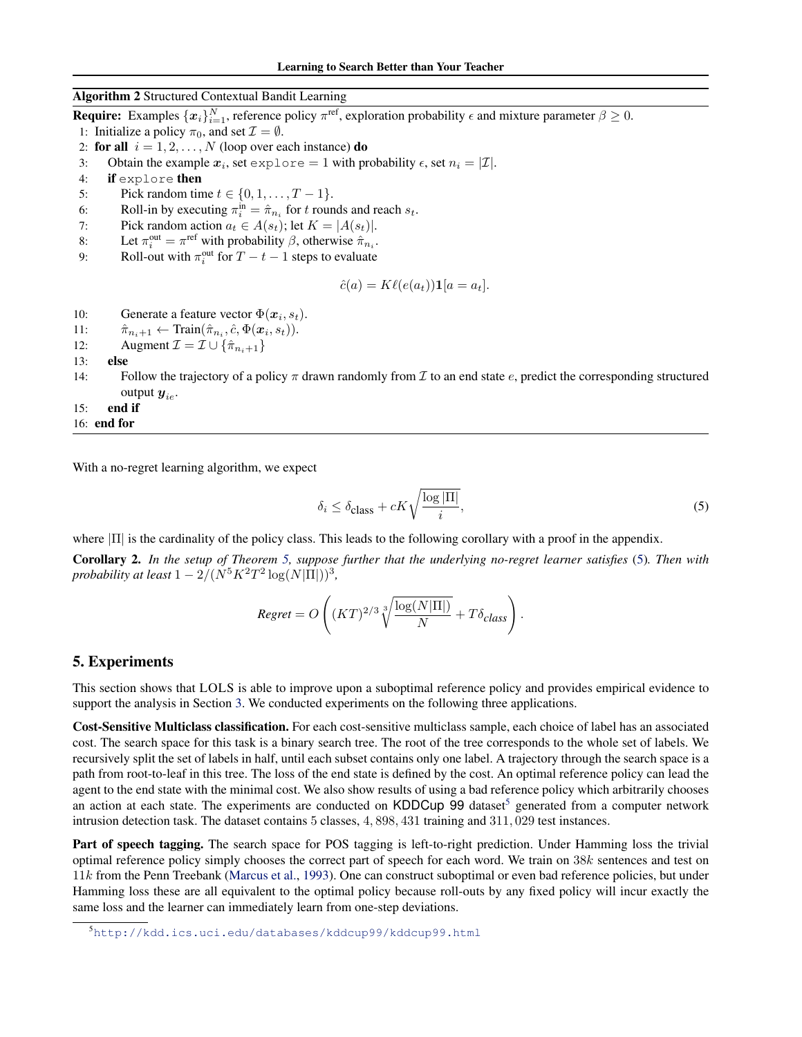**Algorithm 2** Structured Contextual Bandit Learning

**Require:** Examples $\{\boldsymbol{x}_i\}_{i=1}^N$, reference policy $\pi^{\text{ref}}$, exploration probability $\epsilon$ and mixture parameter $\beta \geq 0$.

1: Initialize a policy $\pi_0$, and set $\mathcal{I} = \emptyset$.
2: **for all** $i = 1, 2, \ldots, N$ (loop over each instance) **do**
3: &nbsp;&nbsp;&nbsp;&nbsp;Obtain the example $\boldsymbol{x}_i$, set `explore` $= 1$ with probability $\epsilon$, set $n_i = |\mathcal{I}|$.
4: &nbsp;&nbsp;&nbsp;&nbsp;**if** `explore` **then**
5: &nbsp;&nbsp;&nbsp;&nbsp;&nbsp;&nbsp;&nbsp;&nbsp;Pick random time $t \in \{0, 1, \ldots, T-1\}$.
6: &nbsp;&nbsp;&nbsp;&nbsp;&nbsp;&nbsp;&nbsp;&nbsp;Roll-in by executing $\pi_i^{\text{in}} = \hat{\pi}_{n_i}$ for $t$ rounds and reach $s_t$.
7: &nbsp;&nbsp;&nbsp;&nbsp;&nbsp;&nbsp;&nbsp;&nbsp;Pick random action $a_t \in A(s_t)$; let $K = |A(s_t)|$.
8: &nbsp;&nbsp;&nbsp;&nbsp;&nbsp;&nbsp;&nbsp;&nbsp;Let $\pi_i^{\text{out}} = \pi^{\text{ref}}$ with probability $\beta$, otherwise $\hat{\pi}_{n_i}$.
9: &nbsp;&nbsp;&nbsp;&nbsp;&nbsp;&nbsp;&nbsp;&nbsp;Roll-out with $\pi_i^{\text{out}}$ for $T - t - 1$ steps to evaluate

$$\hat{c}(a) = K\ell(e(a_t))\mathbf{1}[a = a_t].$$

10: &nbsp;&nbsp;&nbsp;&nbsp;&nbsp;&nbsp;&nbsp;&nbsp;Generate a feature vector $\Phi(\boldsymbol{x}_i, s_t)$.
11: &nbsp;&nbsp;&nbsp;&nbsp;&nbsp;&nbsp;&nbsp;&nbsp;$\hat{\pi}_{n_i+1} \leftarrow \text{Train}(\hat{\pi}_{n_i}, \hat{c}, \Phi(\boldsymbol{x}_i, s_t))$.
12: &nbsp;&nbsp;&nbsp;&nbsp;&nbsp;&nbsp;&nbsp;&nbsp;Augment $\mathcal{I} = \mathcal{I} \cup \{\hat{\pi}_{n_i+1}\}$
13: &nbsp;&nbsp;&nbsp;&nbsp;**else**
14: &nbsp;&nbsp;&nbsp;&nbsp;&nbsp;&nbsp;&nbsp;&nbsp;Follow the trajectory of a policy $\pi$ drawn randomly from $\mathcal{I}$ to an end state $e$, predict the corresponding structured output $\boldsymbol{y}_{ie}$.
15: &nbsp;&nbsp;&nbsp;&nbsp;**end if**
16: **end for**

With a no-regret learning algorithm, we expect

$$\delta_i \leq \delta_{\text{class}} + cK\sqrt{\frac{\log |\Pi|}{i}}, \tag{5}$$

where $|\Pi|$ is the cardinality of the policy class. This leads to the following corollary with a proof in the appendix.

**Corollary 2.** *In the setup of Theorem 5, suppose further that the underlying no-regret learner satisfies* (5)*. Then with probability at least* $1 - 2/(N^5K^2T^2\log(N|\Pi|))^3$*,*

$$\textit{Regret} = O\left((KT)^{2/3}\sqrt[3]{\frac{\log(N|\Pi|)}{N}} + T\delta_{\textit{class}}\right).$$

## 5. Experiments

This section shows that LOLS is able to improve upon a suboptimal reference policy and provides empirical evidence to support the analysis in Section 3. We conducted experiments on the following three applications.

**Cost-Sensitive Multiclass classification.** For each cost-sensitive multiclass sample, each choice of label has an associated cost. The search space for this task is a binary search tree. The root of the tree corresponds to the whole set of labels. We recursively split the set of labels in half, until each subset contains only one label. A trajectory through the search space is a path from root-to-leaf in this tree. The loss of the end state is defined by the cost. An optimal reference policy can lead the agent to the end state with the minimal cost. We also show results of using a bad reference policy which arbitrarily chooses an action at each state. The experiments are conducted on KDDCup 99 dataset[5] generated from a computer network intrusion detection task. The dataset contains 5 classes, 4,898,431 training and 311,029 test instances.

**Part of speech tagging.** The search space for POS tagging is left-to-right prediction. Under Hamming loss the trivial optimal reference policy simply chooses the correct part of speech for each word. We train on 38$k$ sentences and test on 11$k$ from the Penn Treebank (Marcus et al., 1993). One can construct suboptimal or even bad reference policies, but under Hamming loss these are all equivalent to the optimal policy because roll-outs by any fixed policy will incur exactly the same loss and the learner can immediately learn from one-step deviations.

[5] http://kdd.ics.uci.edu/databases/kddcup99/kddcup99.html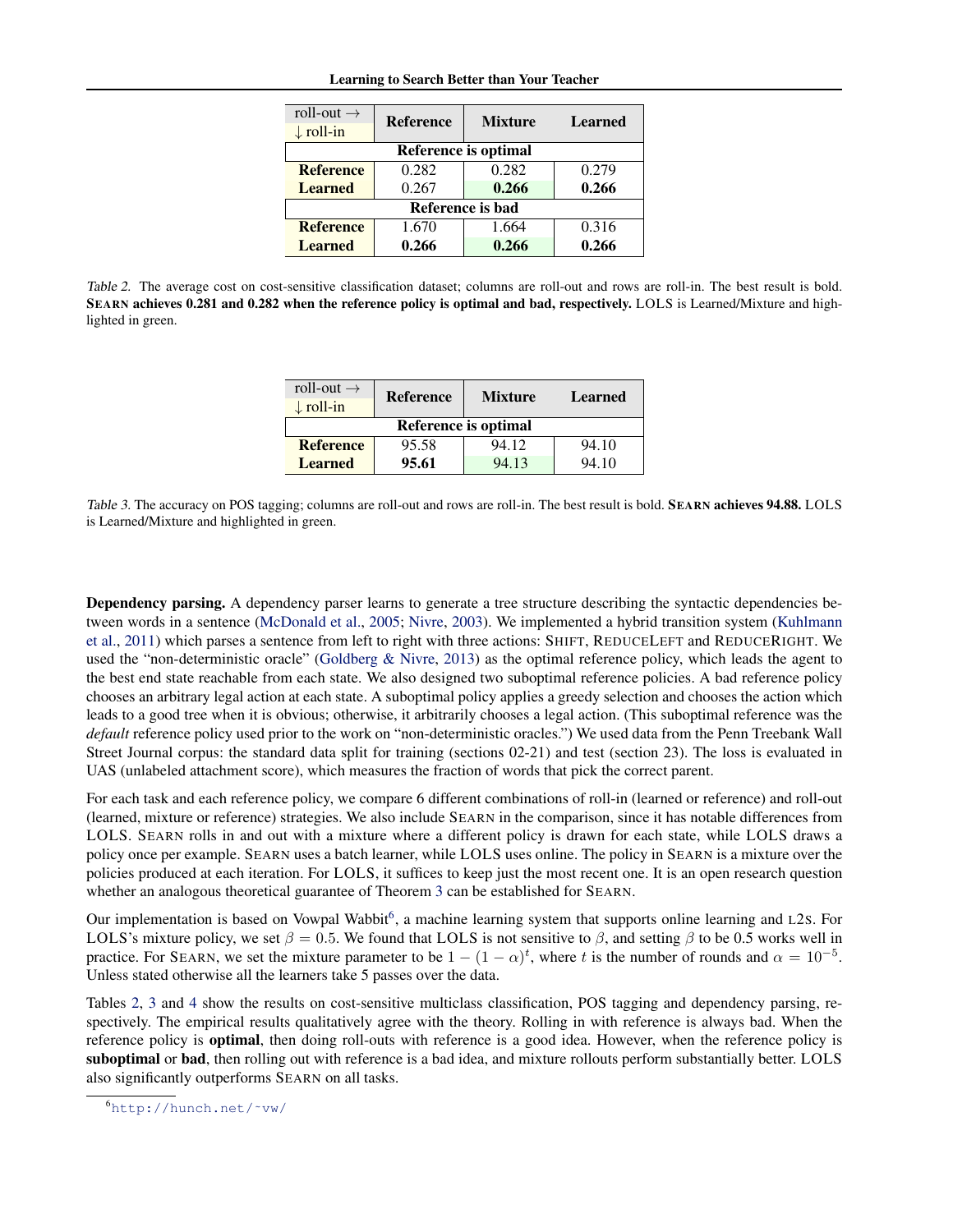| roll-out → ↓ roll-in | Reference | Mixture | Learned |
|---|---|---|---|
| **Reference is optimal** | | | |
| **Reference** | 0.282 | 0.282 | 0.279 |
| **Learned** | 0.267 | **0.266** | **0.266** |
| **Reference is bad** | | | |
| **Reference** | 1.670 | 1.664 | 0.316 |
| **Learned** | **0.266** | **0.266** | **0.266** |

*Table 2.* The average cost on cost-sensitive classification dataset; columns are roll-out and rows are roll-in. The best result is bold. **SEARN achieves 0.281 and 0.282 when the reference policy is optimal and bad, respectively.** LOLS is Learned/Mixture and highlighted in green.

| roll-out → ↓ roll-in | Reference | Mixture | Learned |
|---|---|---|---|
| **Reference is optimal** | | | |
| **Reference** | 95.58 | 94.12 | 94.10 |
| **Learned** | **95.61** | 94.13 | 94.10 |

*Table 3.* The accuracy on POS tagging; columns are roll-out and rows are roll-in. The best result is bold. **SEARN achieves 94.88.** LOLS is Learned/Mixture and highlighted in green.

**Dependency parsing.** A dependency parser learns to generate a tree structure describing the syntactic dependencies between words in a sentence (McDonald et al., 2005; Nivre, 2003). We implemented a hybrid transition system (Kuhlmann et al., 2011) which parses a sentence from left to right with three actions: SHIFT, REDUCELEFT and REDUCERIGHT. We used the "non-deterministic oracle" (Goldberg & Nivre, 2013) as the optimal reference policy, which leads the agent to the best end state reachable from each state. We also designed two suboptimal reference policies. A bad reference policy chooses an arbitrary legal action at each state. A suboptimal policy applies a greedy selection and chooses the action which leads to a good tree when it is obvious; otherwise, it arbitrarily chooses a legal action. (This suboptimal reference was the *default* reference policy used prior to the work on "non-deterministic oracles.") We used data from the Penn Treebank Wall Street Journal corpus: the standard data split for training (sections 02-21) and test (section 23). The loss is evaluated in UAS (unlabeled attachment score), which measures the fraction of words that pick the correct parent.

For each task and each reference policy, we compare 6 different combinations of roll-in (learned or reference) and roll-out (learned, mixture or reference) strategies. We also include SEARN in the comparison, since it has notable differences from LOLS. SEARN rolls in and out with a mixture where a different policy is drawn for each state, while LOLS draws a policy once per example. SEARN uses a batch learner, while LOLS uses online. The policy in SEARN is a mixture over the policies produced at each iteration. For LOLS, it suffices to keep just the most recent one. It is an open research question whether an analogous theoretical guarantee of Theorem 3 can be established for SEARN.

Our implementation is based on Vowpal Wabbit[6], a machine learning system that supports online learning and L2S. For LOLS's mixture policy, we set $\beta = 0.5$. We found that LOLS is not sensitive to $\beta$, and setting $\beta$ to be 0.5 works well in practice. For SEARN, we set the mixture parameter to be $1 - (1 - \alpha)^t$, where $t$ is the number of rounds and $\alpha = 10^{-5}$. Unless stated otherwise all the learners take 5 passes over the data.

Tables 2, 3 and 4 show the results on cost-sensitive multiclass classification, POS tagging and dependency parsing, respectively. The empirical results qualitatively agree with the theory. Rolling in with reference is always bad. When the reference policy is **optimal**, then doing roll-outs with reference is a good idea. However, when the reference policy is **suboptimal** or **bad**, then rolling out with reference is a bad idea, and mixture rollouts perform substantially better. LOLS also significantly outperforms SEARN on all tasks.

[6] http://hunch.net/~vw/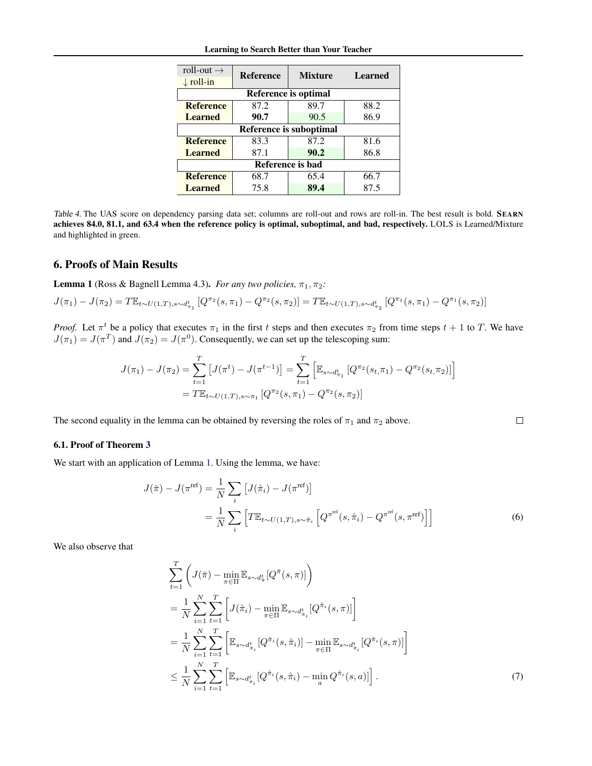| roll-out → / ↓ roll-in | Reference | Mixture | Learned |
|---|---|---|---|
| **Reference is optimal** | | | |
| **Reference** | 87.2 | 89.7 | 88.2 |
| **Learned** | **90.7** | 90.5 | 86.9 |
| **Reference is suboptimal** | | | |
| **Reference** | 83.3 | 87.2 | 81.6 |
| **Learned** | 87.1 | **90.2** | 86.8 |
| **Reference is bad** | | | |
| **Reference** | 68.7 | 65.4 | 66.7 |
| **Learned** | 75.8 | **89.4** | 87.5 |

*Table 4.* The UAS score on dependency parsing data set; columns are roll-out and rows are roll-in. The best result is bold. **SEARN achieves 84.0, 81.1, and 63.4 when the reference policy is optimal, suboptimal, and bad, respectively.** LOLS is Learned/Mixture and highlighted in green.

## 6. Proofs of Main Results

**Lemma 1** (Ross & Bagnell Lemma 4.3). *For any two policies, $\pi_1, \pi_2$:*

$$J(\pi_1) - J(\pi_2) = T\mathbb{E}_{t\sim U(1,T), s\sim d^t_{\pi_1}}\left[Q^{\pi_2}(s, \pi_1) - Q^{\pi_2}(s, \pi_2)\right] = T\mathbb{E}_{t\sim U(1,T), s\sim d^t_{\pi_2}}\left[Q^{\pi_1}(s, \pi_1) - Q^{\pi_1}(s, \pi_2)\right]$$

*Proof.* Let $\pi^t$ be a policy that executes $\pi_1$ in the first $t$ steps and then executes $\pi_2$ from time steps $t+1$ to $T$. We have $J(\pi_1) = J(\pi^T)$ and $J(\pi_2) = J(\pi^0)$. Consequently, we can set up the telescoping sum:

$$\begin{aligned}
J(\pi_1) - J(\pi_2) &= \sum_{t=1}^{T}\left[J(\pi^t) - J(\pi^{t-1})\right] = \sum_{t=1}^{T}\left[\mathbb{E}_{s\sim d^t_{\pi_1}}\left[Q^{\pi_2}(s_t, \pi_1) - Q^{\pi_2}(s_t, \pi_2)\right]\right] \\
&= T\mathbb{E}_{t\sim U(1,T), s\sim \pi_1}\left[Q^{\pi_2}(s, \pi_1) - Q^{\pi_2}(s, \pi_2)\right]
\end{aligned}$$

The second equality in the lemma can be obtained by reversing the roles of $\pi_1$ and $\pi_2$ above. □

### 6.1. Proof of Theorem 3

We start with an application of Lemma 1. Using the lemma, we have:

$$\begin{aligned}
J(\bar{\pi}) - J(\pi^{\text{ref}}) &= \frac{1}{N}\sum_i\left[J(\hat{\pi}_i) - J(\pi^{\text{ref}})\right] \\
&= \frac{1}{N}\sum_i\left[T\mathbb{E}_{t\sim U(1,T), s\sim\hat{\pi}_i}\left[Q^{\pi^{\text{ref}}}(s, \hat{\pi}_i) - Q^{\pi^{\text{ref}}}(s, \pi^{\text{ref}})\right]\right] \qquad (6)
\end{aligned}$$

We also observe that

$$\begin{aligned}
&\sum_{t=1}^{T}\left(J(\bar{\pi}) - \min_{\pi\in\Pi}\mathbb{E}_{s\sim d^t_{\bar{\pi}}}[Q^{\bar{\pi}}(s, \pi)]\right) \\
&= \frac{1}{N}\sum_{i=1}^{N}\sum_{t=1}^{T}\left[J(\hat{\pi}_i) - \min_{\pi\in\Pi}\mathbb{E}_{s\sim d^t_{\hat{\pi}_i}}[Q^{\hat{\pi}_i}(s, \pi)]\right] \\
&= \frac{1}{N}\sum_{i=1}^{N}\sum_{t=1}^{T}\left[\mathbb{E}_{s\sim d^t_{\hat{\pi}_i}}[Q^{\hat{\pi}_i}(s, \hat{\pi}_i)] - \min_{\pi\in\Pi}\mathbb{E}_{s\sim d^t_{\hat{\pi}_i}}[Q^{\hat{\pi}_i}(s, \pi)]\right] \\
&\leq \frac{1}{N}\sum_{i=1}^{N}\sum_{t=1}^{T}\left[\mathbb{E}_{s\sim d^t_{\hat{\pi}_i}}[Q^{\hat{\pi}_i}(s, \hat{\pi}_i) - \min_a Q^{\hat{\pi}_i}(s, a)]\right]. \qquad (7)
\end{aligned}$$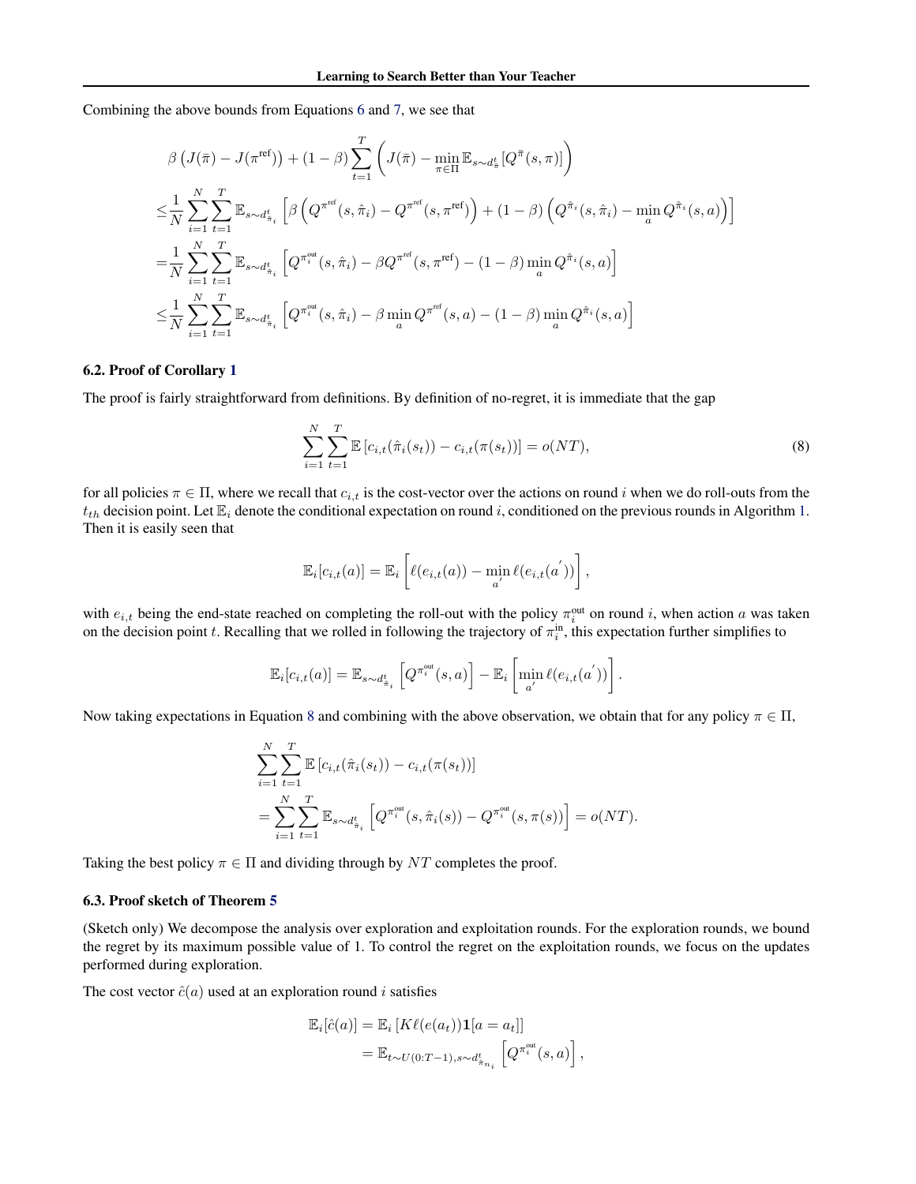Combining the above bounds from Equations 6 and 7, we see that

$$
\begin{aligned}
&\beta \left(J(\bar{\pi}) - J(\pi^{\text{ref}})\right) + (1-\beta) \sum_{t=1}^{T} \left( J(\bar{\pi}) - \min_{\pi \in \Pi} \mathbb{E}_{s \sim d_{\bar{\pi}}^t} [Q^{\bar{\pi}}(s, \pi)] \right) \\
\leq & \frac{1}{N} \sum_{i=1}^{N} \sum_{t=1}^{T} \mathbb{E}_{s \sim d_{\hat{\pi}_i}^t} \left[ \beta \left( Q^{\pi^{\text{ref}}}(s, \hat{\pi}_i) - Q^{\pi^{\text{ref}}}(s, \pi^{\text{ref}}) \right) + (1-\beta) \left( Q^{\hat{\pi}_i}(s, \hat{\pi}_i) - \min_a Q^{\hat{\pi}_i}(s, a) \right) \right] \\
= & \frac{1}{N} \sum_{i=1}^{N} \sum_{t=1}^{T} \mathbb{E}_{s \sim d_{\hat{\pi}_i}^t} \left[ Q^{\pi_i^{\text{out}}}(s, \hat{\pi}_i) - \beta Q^{\pi^{\text{ref}}}(s, \pi^{\text{ref}}) - (1-\beta) \min_a Q^{\hat{\pi}_i}(s, a) \right] \\
\leq & \frac{1}{N} \sum_{i=1}^{N} \sum_{t=1}^{T} \mathbb{E}_{s \sim d_{\hat{\pi}_i}^t} \left[ Q^{\pi_i^{\text{out}}}(s, \hat{\pi}_i) - \beta \min_a Q^{\pi^{\text{ref}}}(s, a) - (1-\beta) \min_a Q^{\hat{\pi}_i}(s, a) \right]
\end{aligned}
$$

### 6.2. Proof of Corollary 1

The proof is fairly straightforward from definitions. By definition of no-regret, it is immediate that the gap

$$
\sum_{i=1}^{N} \sum_{t=1}^{T} \mathbb{E} \left[ c_{i,t}(\hat{\pi}_i(s_t)) - c_{i,t}(\pi(s_t)) \right] = o(NT), \tag{8}
$$

for all policies $\pi \in \Pi$, where we recall that $c_{i,t}$ is the cost-vector over the actions on round $i$ when we do roll-outs from the $t_{th}$ decision point. Let $\mathbb{E}_i$ denote the conditional expectation on round $i$, conditioned on the previous rounds in Algorithm 1. Then it is easily seen that

$$
\mathbb{E}_i[c_{i,t}(a)] = \mathbb{E}_i \left[ \ell(e_{i,t}(a)) - \min_{a'} \ell(e_{i,t}(a')) \right],
$$

with $e_{i,t}$ being the end-state reached on completing the roll-out with the policy $\pi_i^{\text{out}}$ on round $i$, when action $a$ was taken on the decision point $t$. Recalling that we rolled in following the trajectory of $\pi_i^{\text{in}}$, this expectation further simplifies to

$$
\mathbb{E}_i[c_{i,t}(a)] = \mathbb{E}_{s \sim d_{\hat{\pi}_i}^t} \left[ Q^{\pi_i^{\text{out}}}(s, a) \right] - \mathbb{E}_i \left[ \min_{a'} \ell(e_{i,t}(a')) \right].
$$

Now taking expectations in Equation 8 and combining with the above observation, we obtain that for any policy $\pi \in \Pi$,

$$
\begin{aligned}
&\sum_{i=1}^{N} \sum_{t=1}^{T} \mathbb{E} \left[ c_{i,t}(\hat{\pi}_i(s_t)) - c_{i,t}(\pi(s_t)) \right] \\
&= \sum_{i=1}^{N} \sum_{t=1}^{T} \mathbb{E}_{s \sim d_{\hat{\pi}_i}^t} \left[ Q^{\pi_i^{\text{out}}}(s, \hat{\pi}_i(s)) - Q^{\pi_i^{\text{out}}}(s, \pi(s)) \right] = o(NT).
\end{aligned}
$$

Taking the best policy $\pi \in \Pi$ and dividing through by $NT$ completes the proof.

### 6.3. Proof sketch of Theorem 5

(Sketch only) We decompose the analysis over exploration and exploitation rounds. For the exploration rounds, we bound the regret by its maximum possible value of 1. To control the regret on the exploitation rounds, we focus on the updates performed during exploration.

The cost vector $\hat{c}(a)$ used at an exploration round $i$ satisfies

$$
\begin{aligned}
\mathbb{E}_i[\hat{c}(a)] &= \mathbb{E}_i \left[ K \ell(e(a_t)) \mathbf{1}[a = a_t] \right] \\
&= \mathbb{E}_{t \sim U(0:T-1), s \sim d_{\hat{\pi}_{n_i}}^t} \left[ Q^{\pi_i^{\text{out}}}(s, a) \right],
\end{aligned}
$$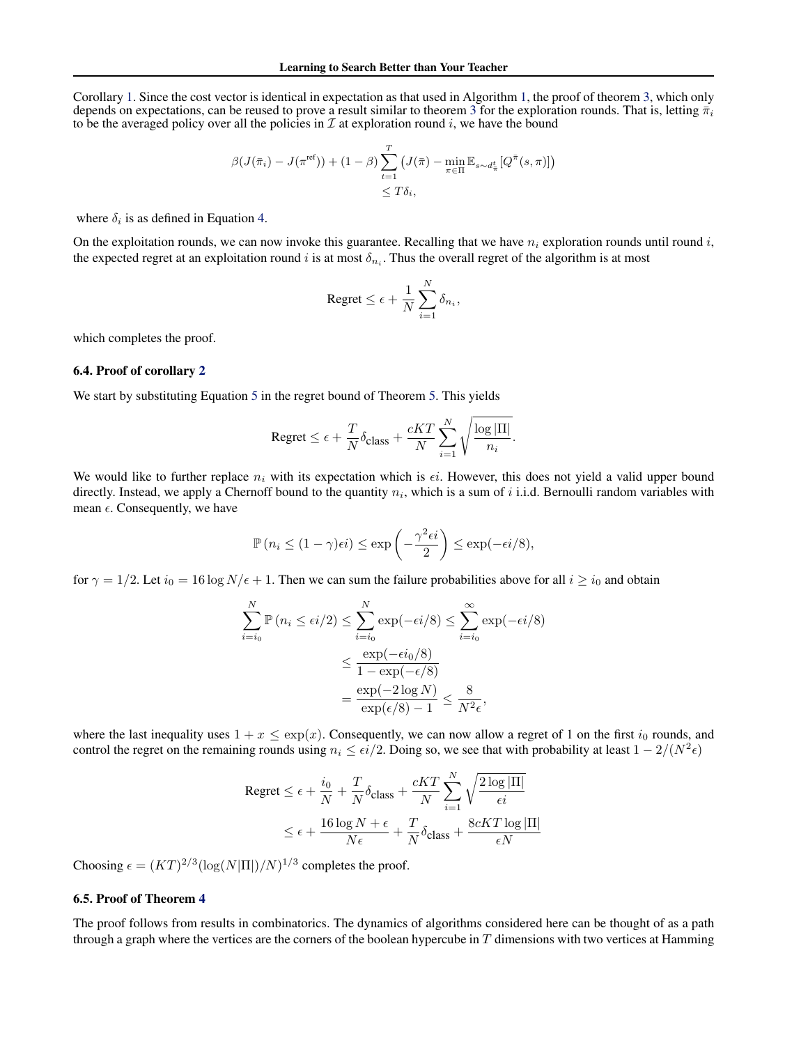Corollary 1. Since the cost vector is identical in expectation as that used in Algorithm 1, the proof of theorem 3, which only depends on expectations, can be reused to prove a result similar to theorem 3 for the exploration rounds. That is, letting $\bar{\pi}_i$ to be the averaged policy over all the policies in $\mathcal{I}$ at exploration round $i$, we have the bound

$$\beta(J(\bar{\pi}_i) - J(\pi^{\text{ref}})) + (1-\beta)\sum_{t=1}^{T}\left(J(\bar{\pi}) - \min_{\pi\in\Pi}\mathbb{E}_{s\sim d^t_{\bar{\pi}}}[Q^{\bar{\pi}}(s,\pi)]\right) \leq T\delta_i,$$

where $\delta_i$ is as defined in Equation 4.

On the exploitation rounds, we can now invoke this guarantee. Recalling that we have $n_i$ exploration rounds until round $i$, the expected regret at an exploitation round $i$ is at most $\delta_{n_i}$. Thus the overall regret of the algorithm is at most

$$\text{Regret} \leq \epsilon + \frac{1}{N}\sum_{i=1}^{N}\delta_{n_i},$$

which completes the proof.

### 6.4. Proof of corollary 2

We start by substituting Equation 5 in the regret bound of Theorem 5. This yields

$$\text{Regret} \leq \epsilon + \frac{T}{N}\delta_{\text{class}} + \frac{cKT}{N}\sum_{i=1}^{N}\sqrt{\frac{\log|\Pi|}{n_i}}.$$

We would like to further replace $n_i$ with its expectation which is $\epsilon i$. However, this does not yield a valid upper bound directly. Instead, we apply a Chernoff bound to the quantity $n_i$, which is a sum of $i$ i.i.d. Bernoulli random variables with mean $\epsilon$. Consequently, we have

$$\mathbb{P}\left(n_i \leq (1-\gamma)\epsilon i\right) \leq \exp\left(-\frac{\gamma^2\epsilon i}{2}\right) \leq \exp(-\epsilon i/8),$$

for $\gamma = 1/2$. Let $i_0 = 16\log N/\epsilon + 1$. Then we can sum the failure probabilities above for all $i \geq i_0$ and obtain

$$\begin{aligned}
\sum_{i=i_0}^{N}\mathbb{P}\left(n_i \leq \epsilon i/2\right) &\leq \sum_{i=i_0}^{N}\exp(-\epsilon i/8) \leq \sum_{i=i_0}^{\infty}\exp(-\epsilon i/8) \\
&\leq \frac{\exp(-\epsilon i_0/8)}{1-\exp(-\epsilon/8)} \\
&= \frac{\exp(-2\log N)}{\exp(\epsilon/8)-1} \leq \frac{8}{N^2\epsilon},
\end{aligned}$$

where the last inequality uses $1 + x \leq \exp(x)$. Consequently, we can now allow a regret of 1 on the first $i_0$ rounds, and control the regret on the remaining rounds using $n_i \leq \epsilon i/2$. Doing so, we see that with probability at least $1 - 2/(N^2\epsilon)$

$$\begin{aligned}
\text{Regret} &\leq \epsilon + \frac{i_0}{N} + \frac{T}{N}\delta_{\text{class}} + \frac{cKT}{N}\sum_{i=1}^{N}\sqrt{\frac{2\log|\Pi|}{\epsilon i}} \\
&\leq \epsilon + \frac{16\log N + \epsilon}{N\epsilon} + \frac{T}{N}\delta_{\text{class}} + \frac{8cKT\log|\Pi|}{\epsilon N}
\end{aligned}$$

Choosing $\epsilon = (KT)^{2/3}(\log(N|\Pi|)/N)^{1/3}$ completes the proof.

### 6.5. Proof of Theorem 4

The proof follows from results in combinatorics. The dynamics of algorithms considered here can be thought of as a path through a graph where the vertices are the corners of the boolean hypercube in $T$ dimensions with two vertices at Hamming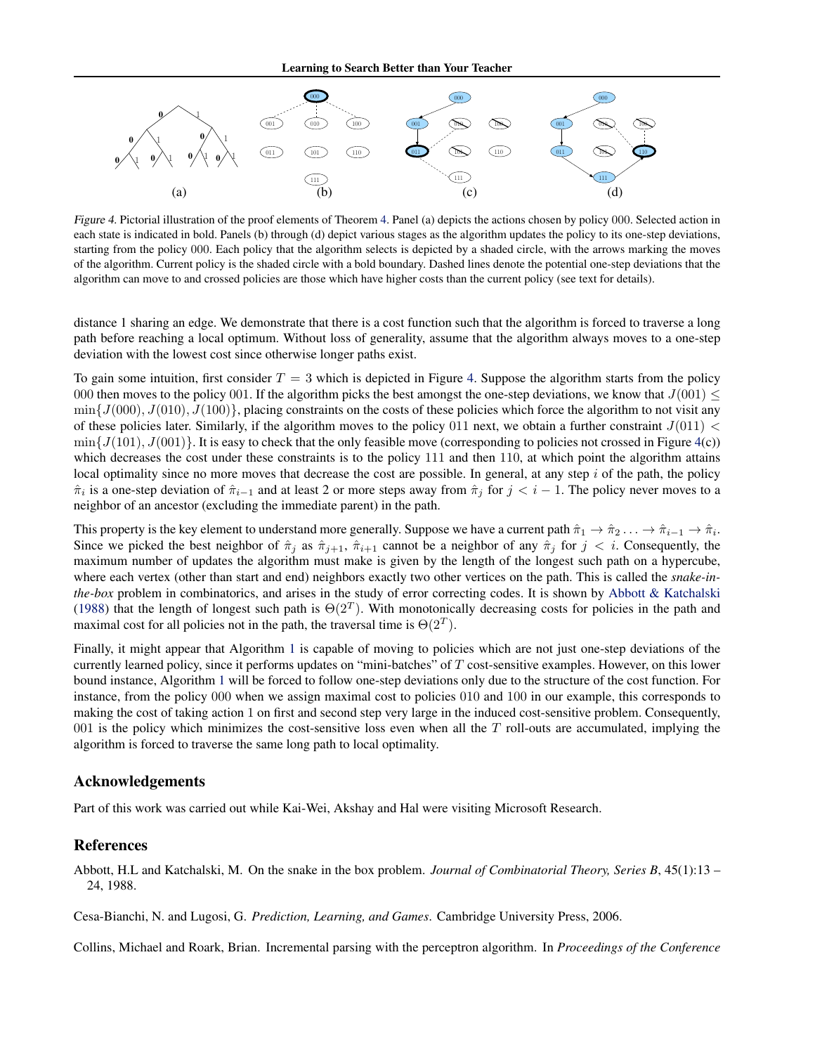Figure 4. Pictorial illustration of the proof elements of Theorem 4. Panel (a) depicts the actions chosen by policy 000. Selected action in each state is indicated in bold. Panels (b) through (d) depict various stages as the algorithm updates the policy to its one-step deviations, starting from the policy 000. Each policy that the algorithm selects is depicted by a shaded circle, with the arrows marking the moves of the algorithm. Current policy is the shaded circle with a bold boundary. Dashed lines denote the potential one-step deviations that the algorithm can move to and crossed policies are those which have higher costs than the current policy (see text for details).

distance 1 sharing an edge. We demonstrate that there is a cost function such that the algorithm is forced to traverse a long path before reaching a local optimum. Without loss of generality, assume that the algorithm always moves to a one-step deviation with the lowest cost since otherwise longer paths exist.

To gain some intuition, first consider $T = 3$ which is depicted in Figure 4. Suppose the algorithm starts from the policy 000 then moves to the policy 001. If the algorithm picks the best amongst the one-step deviations, we know that $J(001) \leq \min\{J(000), J(010), J(100)\}$, placing constraints on the costs of these policies which force the algorithm to not visit any of these policies later. Similarly, if the algorithm moves to the policy 011 next, we obtain a further constraint $J(011) < \min\{J(101), J(001)\}$. It is easy to check that the only feasible move (corresponding to policies not crossed in Figure 4(c)) which decreases the cost under these constraints is to the policy 111 and then 110, at which point the algorithm attains local optimality since no more moves that decrease the cost are possible. In general, at any step $i$ of the path, the policy $\hat{\pi}_i$ is a one-step deviation of $\hat{\pi}_{i-1}$ and at least 2 or more steps away from $\hat{\pi}_j$ for $j < i - 1$. The policy never moves to a neighbor of an ancestor (excluding the immediate parent) in the path.

This property is the key element to understand more generally. Suppose we have a current path $\hat{\pi}_1 \to \hat{\pi}_2 \ldots \to \hat{\pi}_{i-1} \to \hat{\pi}_i$. Since we picked the best neighbor of $\hat{\pi}_j$ as $\hat{\pi}_{j+1}$, $\hat{\pi}_{i+1}$ cannot be a neighbor of any $\hat{\pi}_j$ for $j < i$. Consequently, the maximum number of updates the algorithm must make is given by the length of the longest such path on a hypercube, where each vertex (other than start and end) neighbors exactly two other vertices on the path. This is called the *snake-in-the-box* problem in combinatorics, and arises in the study of error correcting codes. It is shown by Abbott & Katchalski (1988) that the length of longest such path is $\Theta(2^T)$. With monotonically decreasing costs for policies in the path and maximal cost for all policies not in the path, the traversal time is $\Theta(2^T)$.

Finally, it might appear that Algorithm 1 is capable of moving to policies which are not just one-step deviations of the currently learned policy, since it performs updates on "mini-batches" of $T$ cost-sensitive examples. However, on this lower bound instance, Algorithm 1 will be forced to follow one-step deviations only due to the structure of the cost function. For instance, from the policy 000 when we assign maximal cost to policies 010 and 100 in our example, this corresponds to making the cost of taking action 1 on first and second step very large in the induced cost-sensitive problem. Consequently, 001 is the policy which minimizes the cost-sensitive loss even when all the $T$ roll-outs are accumulated, implying the algorithm is forced to traverse the same long path to local optimality.

## Acknowledgements

Part of this work was carried out while Kai-Wei, Akshay and Hal were visiting Microsoft Research.

## References

Abbott, H.L and Katchalski, M. On the snake in the box problem. *Journal of Combinatorial Theory, Series B*, 45(1):13 – 24, 1988.

Cesa-Bianchi, N. and Lugosi, G. *Prediction, Learning, and Games*. Cambridge University Press, 2006.

Collins, Michael and Roark, Brian. Incremental parsing with the perceptron algorithm. In *Proceedings of the Conference*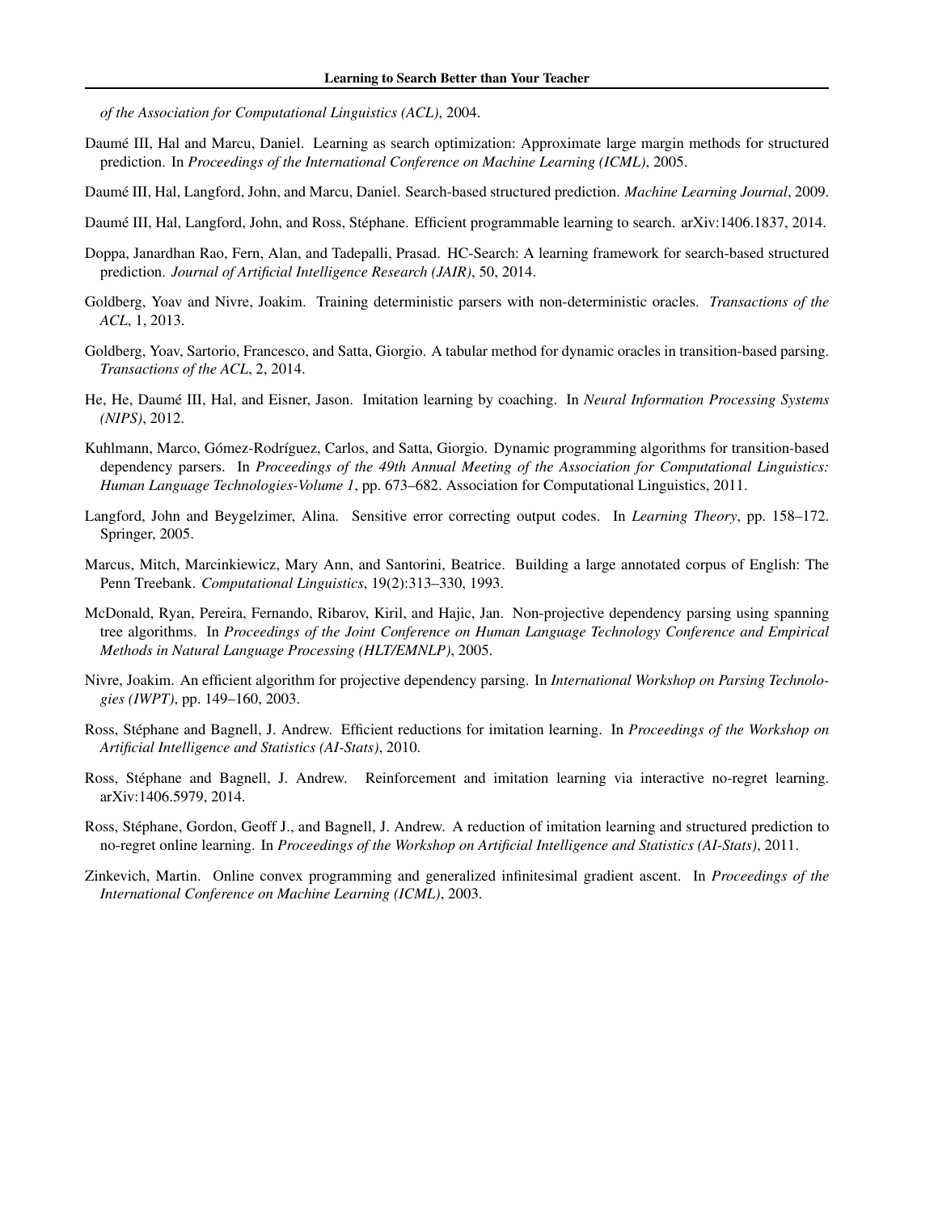*of the Association for Computational Linguistics (ACL)*, 2004.

Daumé III, Hal and Marcu, Daniel. Learning as search optimization: Approximate large margin methods for structured prediction. In *Proceedings of the International Conference on Machine Learning (ICML)*, 2005.

Daumé III, Hal, Langford, John, and Marcu, Daniel. Search-based structured prediction. *Machine Learning Journal*, 2009.

Daumé III, Hal, Langford, John, and Ross, Stéphane. Efficient programmable learning to search. arXiv:1406.1837, 2014.

Doppa, Janardhan Rao, Fern, Alan, and Tadepalli, Prasad. HC-Search: A learning framework for search-based structured prediction. *Journal of Artificial Intelligence Research (JAIR)*, 50, 2014.

Goldberg, Yoav and Nivre, Joakim. Training deterministic parsers with non-deterministic oracles. *Transactions of the ACL*, 1, 2013.

Goldberg, Yoav, Sartorio, Francesco, and Satta, Giorgio. A tabular method for dynamic oracles in transition-based parsing. *Transactions of the ACL*, 2, 2014.

He, He, Daumé III, Hal, and Eisner, Jason. Imitation learning by coaching. In *Neural Information Processing Systems (NIPS)*, 2012.

Kuhlmann, Marco, Gómez-Rodríguez, Carlos, and Satta, Giorgio. Dynamic programming algorithms for transition-based dependency parsers. In *Proceedings of the 49th Annual Meeting of the Association for Computational Linguistics: Human Language Technologies-Volume 1*, pp. 673–682. Association for Computational Linguistics, 2011.

Langford, John and Beygelzimer, Alina. Sensitive error correcting output codes. In *Learning Theory*, pp. 158–172. Springer, 2005.

Marcus, Mitch, Marcinkiewicz, Mary Ann, and Santorini, Beatrice. Building a large annotated corpus of English: The Penn Treebank. *Computational Linguistics*, 19(2):313–330, 1993.

McDonald, Ryan, Pereira, Fernando, Ribarov, Kiril, and Hajic, Jan. Non-projective dependency parsing using spanning tree algorithms. In *Proceedings of the Joint Conference on Human Language Technology Conference and Empirical Methods in Natural Language Processing (HLT/EMNLP)*, 2005.

Nivre, Joakim. An efficient algorithm for projective dependency parsing. In *International Workshop on Parsing Technologies (IWPT)*, pp. 149–160, 2003.

Ross, Stéphane and Bagnell, J. Andrew. Efficient reductions for imitation learning. In *Proceedings of the Workshop on Artificial Intelligence and Statistics (AI-Stats)*, 2010.

Ross, Stéphane and Bagnell, J. Andrew. Reinforcement and imitation learning via interactive no-regret learning. arXiv:1406.5979, 2014.

Ross, Stéphane, Gordon, Geoff J., and Bagnell, J. Andrew. A reduction of imitation learning and structured prediction to no-regret online learning. In *Proceedings of the Workshop on Artificial Intelligence and Statistics (AI-Stats)*, 2011.

Zinkevich, Martin. Online convex programming and generalized infinitesimal gradient ascent. In *Proceedings of the International Conference on Machine Learning (ICML)*, 2003.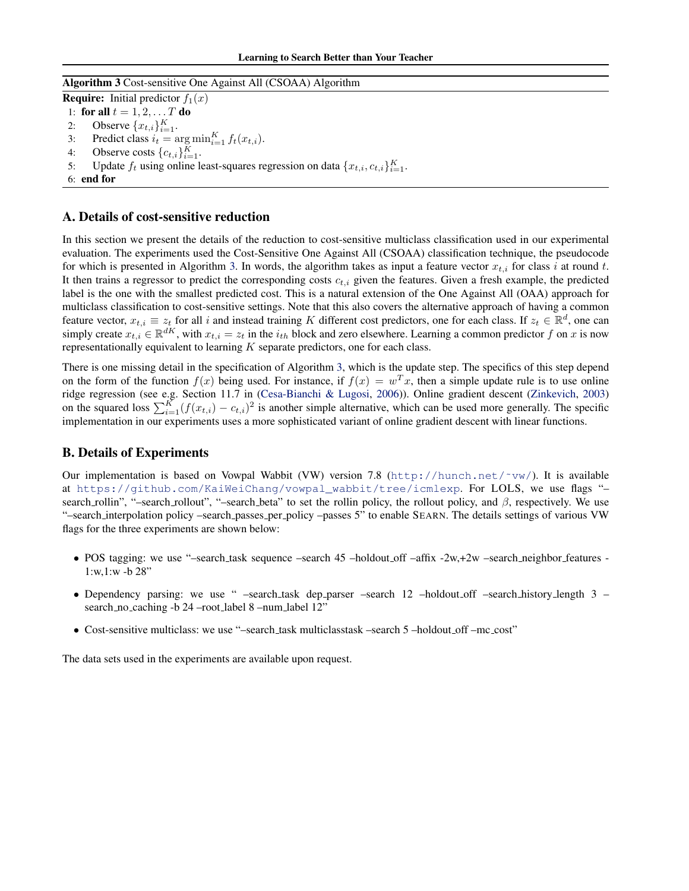**Algorithm 3** Cost-sensitive One Against All (CSOAA) Algorithm

**Require:** Initial predictor $f_1(x)$

1: **for all** $t = 1, 2, \ldots T$ **do**
2: Observe $\{x_{t,i}\}_{i=1}^K$.
3: Predict class $i_t = \arg\min_{i=1}^K f_t(x_{t,i})$.
4: Observe costs $\{c_{t,i}\}_{i=1}^K$.
5: Update $f_t$ using online least-squares regression on data $\{x_{t,i}, c_{t,i}\}_{i=1}^K$.
6: **end for**

## A. Details of cost-sensitive reduction

In this section we present the details of the reduction to cost-sensitive multiclass classification used in our experimental evaluation. The experiments used the Cost-Sensitive One Against All (CSOAA) classification technique, the pseudocode for which is presented in Algorithm 3. In words, the algorithm takes as input a feature vector $x_{t,i}$ for class $i$ at round $t$. It then trains a regressor to predict the corresponding costs $c_{t,i}$ given the features. Given a fresh example, the predicted label is the one with the smallest predicted cost. This is a natural extension of the One Against All (OAA) approach for multiclass classification to cost-sensitive settings. Note that this also covers the alternative approach of having a common feature vector, $x_{t,i} \equiv z_t$ for all $i$ and instead training $K$ different cost predictors, one for each class. If $z_t \in \mathbb{R}^d$, one can simply create $x_{t,i} \in \mathbb{R}^{dK}$, with $x_{t,i} = z_t$ in the $i_{th}$ block and zero elsewhere. Learning a common predictor $f$ on $x$ is now representationally equivalent to learning $K$ separate predictors, one for each class.

There is one missing detail in the specification of Algorithm 3, which is the update step. The specifics of this step depend on the form of the function $f(x)$ being used. For instance, if $f(x) = w^T x$, then a simple update rule is to use online ridge regression (see e.g. Section 11.7 in (Cesa-Bianchi & Lugosi, 2006)). Online gradient descent (Zinkevich, 2003) on the squared loss $\sum_{i=1}^K (f(x_{t,i}) - c_{t,i})^2$ is another simple alternative, which can be used more generally. The specific implementation in our experiments uses a more sophisticated variant of online gradient descent with linear functions.

## B. Details of Experiments

Our implementation is based on Vowpal Wabbit (VW) version 7.8 (http://hunch.net/~vw/). It is available at https://github.com/KaiWeiChang/vowpal_wabbit/tree/icmlexp. For LOLS, we use flags "–search_rollin", "–search_rollout", "–search_beta" to set the rollin policy, the rollout policy, and $\beta$, respectively. We use "–search_interpolation policy –search_passes_per_policy –passes 5" to enable SEARN. The details settings of various VW flags for the three experiments are shown below:

- POS tagging: we use "–search_task sequence –search 45 –holdout_off –affix -2w,+2w –search_neighbor_features -1:w,1:w -b 28"
- Dependency parsing: we use " –search_task dep_parser –search 12 –holdout_off –search_history_length 3 –search_no_caching -b 24 –root_label 8 –num_label 12"
- Cost-sensitive multiclass: we use "–search_task multiclasstask –search 5 –holdout_off –mc_cost"

The data sets used in the experiments are available upon request.